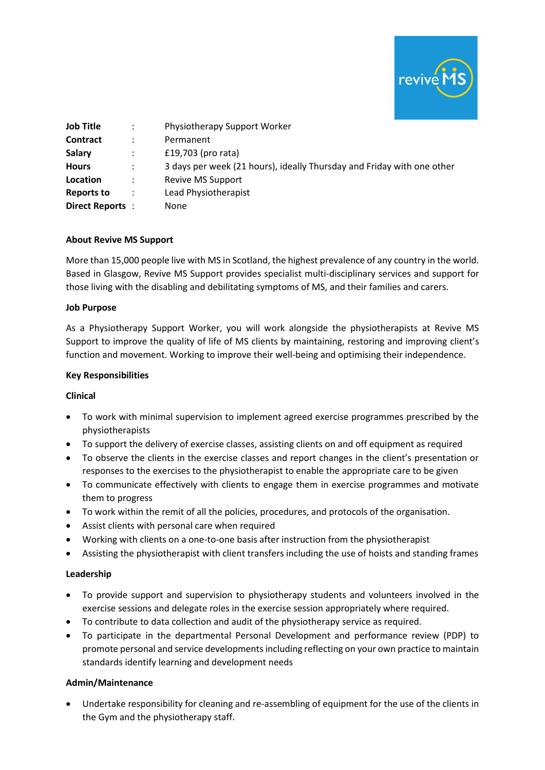| | | |
|---|---|---|
| **Job Title** | : | Physiotherapy Support Worker |
| **Contract** | : | Permanent |
| **Salary** | : | £19,703 (pro rata) |
| **Hours** | : | 3 days per week (21 hours), ideally Thursday and Friday with one other |
| **Location** | : | Revive MS Support |
| **Reports to** | : | Lead Physiotherapist |
| **Direct Reports** | : | None |

**About Revive MS Support**

More than 15,000 people live with MS in Scotland, the highest prevalence of any country in the world. Based in Glasgow, Revive MS Support provides specialist multi-disciplinary services and support for those living with the disabling and debilitating symptoms of MS, and their families and carers.

**Job Purpose**

As a Physiotherapy Support Worker, you will work alongside the physiotherapists at Revive MS Support to improve the quality of life of MS clients by maintaining, restoring and improving client's function and movement. Working to improve their well-being and optimising their independence.

**Key Responsibilities**

**Clinical**

- To work with minimal supervision to implement agreed exercise programmes prescribed by the physiotherapists
- To support the delivery of exercise classes, assisting clients on and off equipment as required
- To observe the clients in the exercise classes and report changes in the client's presentation or responses to the exercises to the physiotherapist to enable the appropriate care to be given
- To communicate effectively with clients to engage them in exercise programmes and motivate them to progress
- To work within the remit of all the policies, procedures, and protocols of the organisation.
- Assist clients with personal care when required
- Working with clients on a one-to-one basis after instruction from the physiotherapist
- Assisting the physiotherapist with client transfers including the use of hoists and standing frames

**Leadership**

- To provide support and supervision to physiotherapy students and volunteers involved in the exercise sessions and delegate roles in the exercise session appropriately where required.
- To contribute to data collection and audit of the physiotherapy service as required.
- To participate in the departmental Personal Development and performance review (PDP) to promote personal and service developments including reflecting on your own practice to maintain standards identify learning and development needs

**Admin/Maintenance**

- Undertake responsibility for cleaning and re-assembling of equipment for the use of the clients in the Gym and the physiotherapy staff.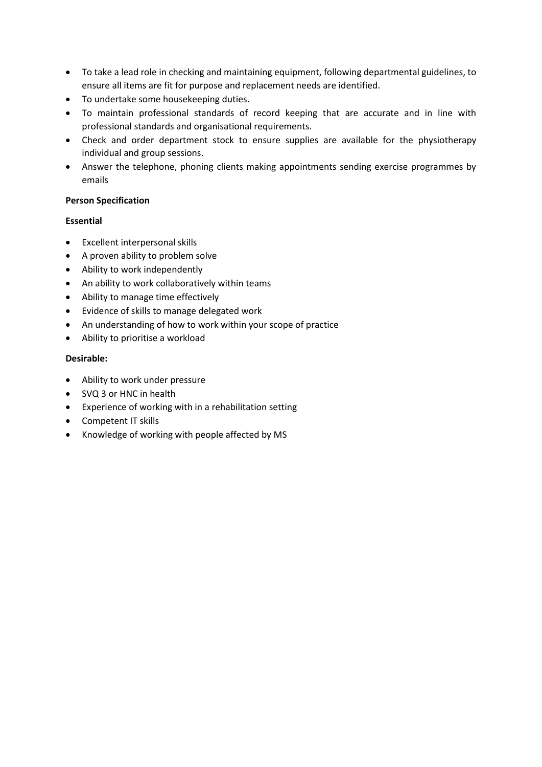- To take a lead role in checking and maintaining equipment, following departmental guidelines, to ensure all items are fit for purpose and replacement needs are identified.
- To undertake some housekeeping duties.
- To maintain professional standards of record keeping that are accurate and in line with professional standards and organisational requirements.
- Check and order department stock to ensure supplies are available for the physiotherapy individual and group sessions.
- Answer the telephone, phoning clients making appointments sending exercise programmes by emails

**Person Specification**

**Essential**

- Excellent interpersonal skills
- A proven ability to problem solve
- Ability to work independently
- An ability to work collaboratively within teams
- Ability to manage time effectively
- Evidence of skills to manage delegated work
- An understanding of how to work within your scope of practice
- Ability to prioritise a workload

**Desirable:**

- Ability to work under pressure
- SVQ 3 or HNC in health
- Experience of working with in a rehabilitation setting
- Competent IT skills
- Knowledge of working with people affected by MS